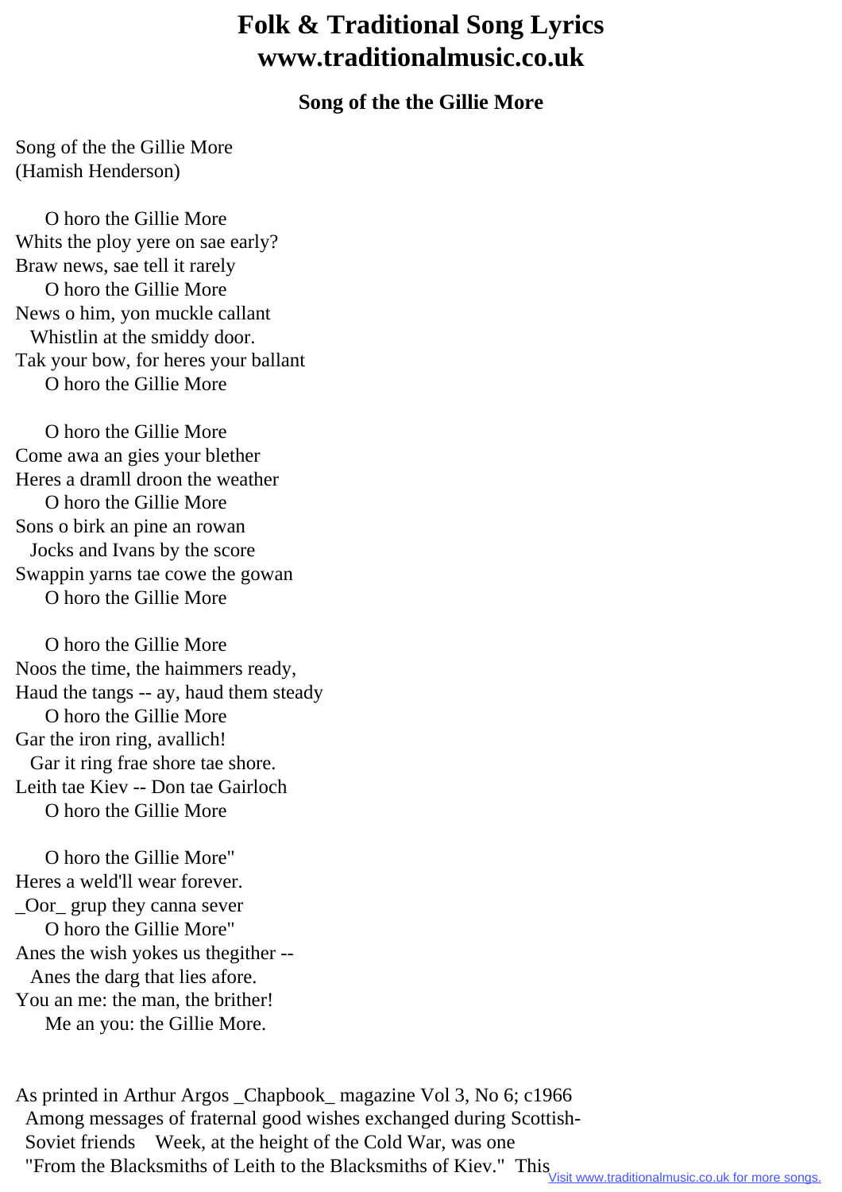# Folk & Traditional Song Lyrics www.traditionalmusic.co.uk

### Song of the the Gillie More

Song of the the Gillie More
(Hamish Henderson)

O horo the Gillie More
Whits the ploy yere on sae early?
Braw news, sae tell it rarely
O horo the Gillie More
News o him, yon muckle callant
Whistlin at the smiddy door.
Tak your bow, for heres your ballant
O horo the Gillie More

O horo the Gillie More
Come awa an gies your blether
Heres a dramll droon the weather
O horo the Gillie More
Sons o birk an pine an rowan
Jocks and Ivans by the score
Swappin yarns tae cowe the gowan
O horo the Gillie More

O horo the Gillie More
Noos the time, the haimmers ready,
Haud the tangs -- ay, haud them steady
O horo the Gillie More
Gar the iron ring, avallich!
Gar it ring frae shore tae shore.
Leith tae Kiev -- Don tae Gairloch
O horo the Gillie More

O horo the Gillie More"
Heres a weld'll wear forever.
_Oor_ grup they canna sever
O horo the Gillie More"
Anes the wish yokes us thegither --
Anes the darg that lies afore.
You an me: the man, the brither!
Me an you: the Gillie More.

As printed in Arthur Argos _Chapbook_ magazine Vol 3, No 6; c1966
Among messages of fraternal good wishes exchanged during Scottish-Soviet friends Week, at the height of the Cold War, was one "From the Blacksmiths of Leith to the Blacksmiths of Kiev." This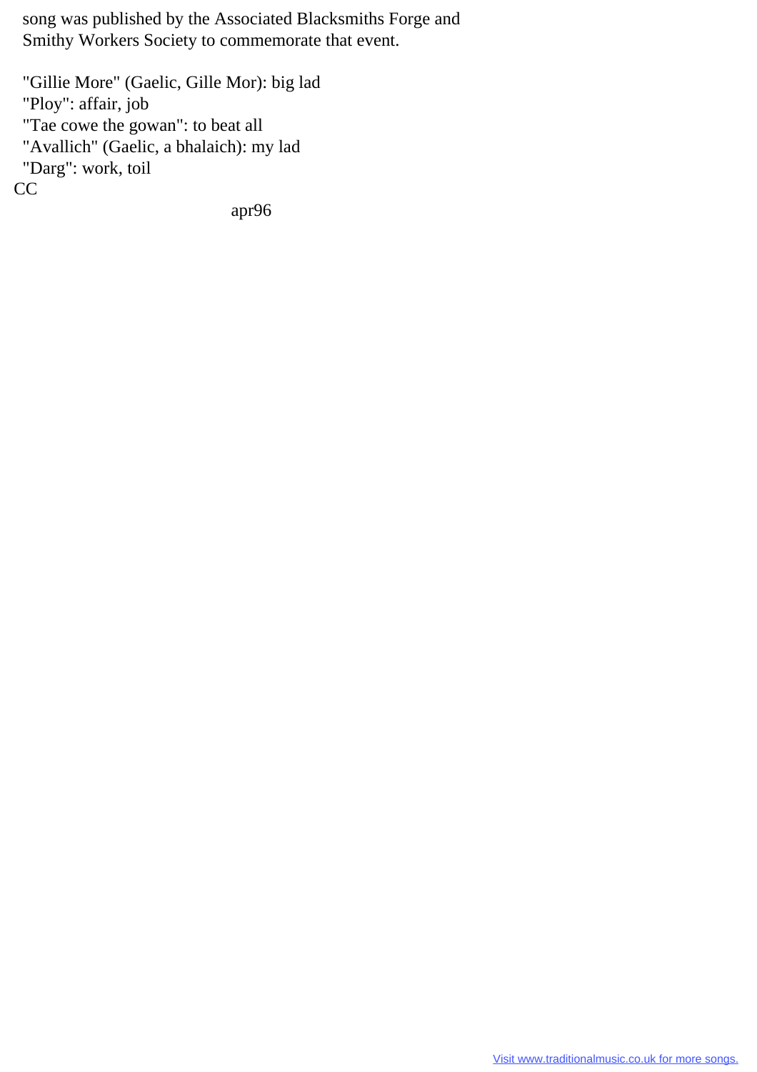song was published by the Associated Blacksmiths Forge and Smithy Workers Society to commemorate that event.

"Gillie More" (Gaelic, Gille Mor): big lad
"Ploy": affair, job
"Tae cowe the gowan": to beat all
"Avallich" (Gaelic, a bhalaich): my lad
"Darg": work, toil

CC

apr96